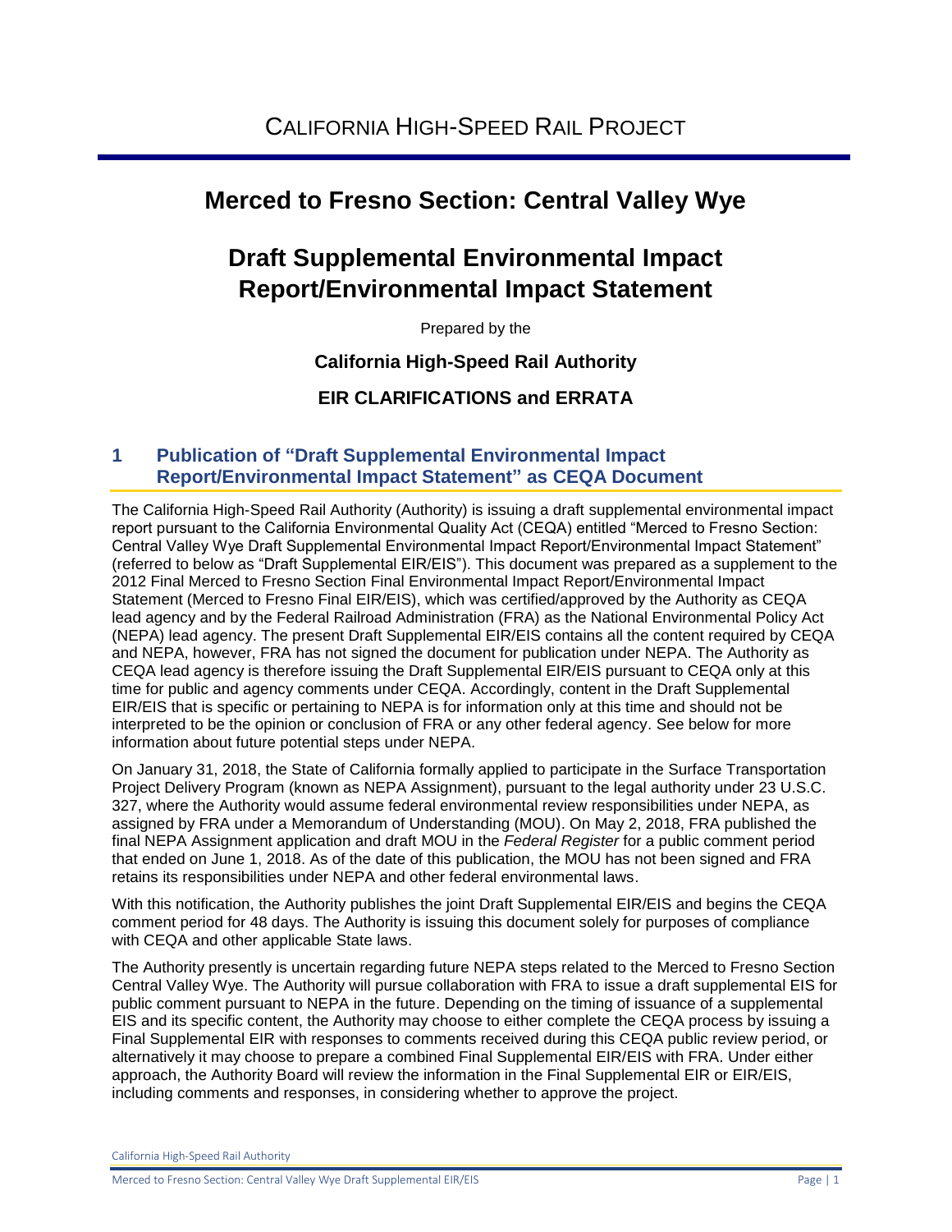# CALIFORNIA HIGH-SPEED RAIL PROJECT

## Merced to Fresno Section: Central Valley Wye

## Draft Supplemental Environmental Impact Report/Environmental Impact Statement

Prepared by the

**California High-Speed Rail Authority**

**EIR CLARIFICATIONS and ERRATA**

## 1 Publication of "Draft Supplemental Environmental Impact Report/Environmental Impact Statement" as CEQA Document

The California High-Speed Rail Authority (Authority) is issuing a draft supplemental environmental impact report pursuant to the California Environmental Quality Act (CEQA) entitled "Merced to Fresno Section: Central Valley Wye Draft Supplemental Environmental Impact Report/Environmental Impact Statement" (referred to below as "Draft Supplemental EIR/EIS"). This document was prepared as a supplement to the 2012 Final Merced to Fresno Section Final Environmental Impact Report/Environmental Impact Statement (Merced to Fresno Final EIR/EIS), which was certified/approved by the Authority as CEQA lead agency and by the Federal Railroad Administration (FRA) as the National Environmental Policy Act (NEPA) lead agency. The present Draft Supplemental EIR/EIS contains all the content required by CEQA and NEPA, however, FRA has not signed the document for publication under NEPA. The Authority as CEQA lead agency is therefore issuing the Draft Supplemental EIR/EIS pursuant to CEQA only at this time for public and agency comments under CEQA. Accordingly, content in the Draft Supplemental EIR/EIS that is specific or pertaining to NEPA is for information only at this time and should not be interpreted to be the opinion or conclusion of FRA or any other federal agency. See below for more information about future potential steps under NEPA.

On January 31, 2018, the State of California formally applied to participate in the Surface Transportation Project Delivery Program (known as NEPA Assignment), pursuant to the legal authority under 23 U.S.C. 327, where the Authority would assume federal environmental review responsibilities under NEPA, as assigned by FRA under a Memorandum of Understanding (MOU). On May 2, 2018, FRA published the final NEPA Assignment application and draft MOU in the *Federal Register* for a public comment period that ended on June 1, 2018. As of the date of this publication, the MOU has not been signed and FRA retains its responsibilities under NEPA and other federal environmental laws.

With this notification, the Authority publishes the joint Draft Supplemental EIR/EIS and begins the CEQA comment period for 48 days. The Authority is issuing this document solely for purposes of compliance with CEQA and other applicable State laws.

The Authority presently is uncertain regarding future NEPA steps related to the Merced to Fresno Section Central Valley Wye. The Authority will pursue collaboration with FRA to issue a draft supplemental EIS for public comment pursuant to NEPA in the future. Depending on the timing of issuance of a supplemental EIS and its specific content, the Authority may choose to either complete the CEQA process by issuing a Final Supplemental EIR with responses to comments received during this CEQA public review period, or alternatively it may choose to prepare a combined Final Supplemental EIR/EIS with FRA. Under either approach, the Authority Board will review the information in the Final Supplemental EIR or EIR/EIS, including comments and responses, in considering whether to approve the project.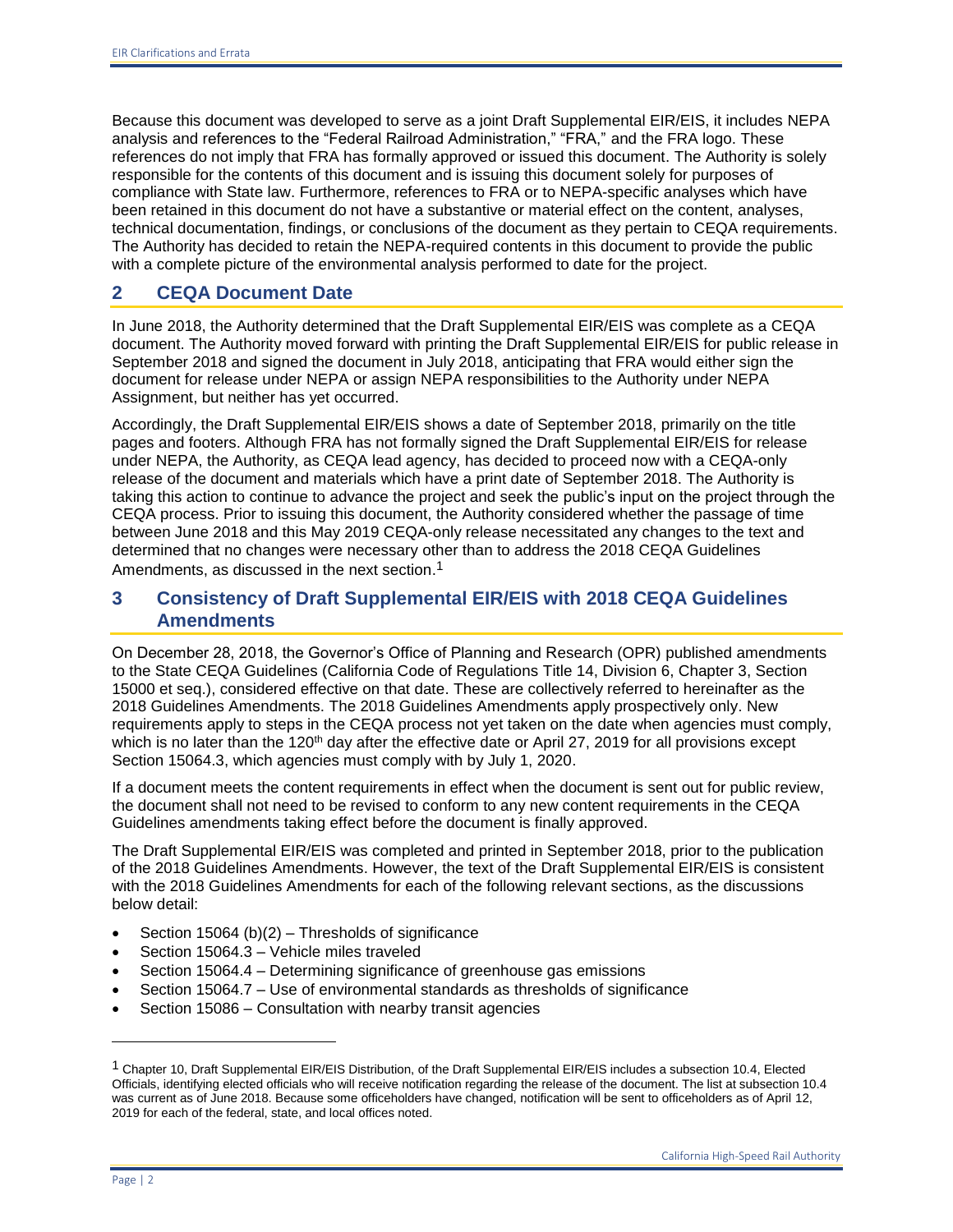Because this document was developed to serve as a joint Draft Supplemental EIR/EIS, it includes NEPA analysis and references to the "Federal Railroad Administration," "FRA," and the FRA logo. These references do not imply that FRA has formally approved or issued this document. The Authority is solely responsible for the contents of this document and is issuing this document solely for purposes of compliance with State law. Furthermore, references to FRA or to NEPA-specific analyses which have been retained in this document do not have a substantive or material effect on the content, analyses, technical documentation, findings, or conclusions of the document as they pertain to CEQA requirements. The Authority has decided to retain the NEPA-required contents in this document to provide the public with a complete picture of the environmental analysis performed to date for the project.

## 2 CEQA Document Date

In June 2018, the Authority determined that the Draft Supplemental EIR/EIS was complete as a CEQA document. The Authority moved forward with printing the Draft Supplemental EIR/EIS for public release in September 2018 and signed the document in July 2018, anticipating that FRA would either sign the document for release under NEPA or assign NEPA responsibilities to the Authority under NEPA Assignment, but neither has yet occurred.

Accordingly, the Draft Supplemental EIR/EIS shows a date of September 2018, primarily on the title pages and footers. Although FRA has not formally signed the Draft Supplemental EIR/EIS for release under NEPA, the Authority, as CEQA lead agency, has decided to proceed now with a CEQA-only release of the document and materials which have a print date of September 2018. The Authority is taking this action to continue to advance the project and seek the public's input on the project through the CEQA process. Prior to issuing this document, the Authority considered whether the passage of time between June 2018 and this May 2019 CEQA-only release necessitated any changes to the text and determined that no changes were necessary other than to address the 2018 CEQA Guidelines Amendments, as discussed in the next section.[1]

## 3 Consistency of Draft Supplemental EIR/EIS with 2018 CEQA Guidelines Amendments

On December 28, 2018, the Governor's Office of Planning and Research (OPR) published amendments to the State CEQA Guidelines (California Code of Regulations Title 14, Division 6, Chapter 3, Section 15000 et seq.), considered effective on that date. These are collectively referred to hereinafter as the 2018 Guidelines Amendments. The 2018 Guidelines Amendments apply prospectively only. New requirements apply to steps in the CEQA process not yet taken on the date when agencies must comply, which is no later than the 120th day after the effective date or April 27, 2019 for all provisions except Section 15064.3, which agencies must comply with by July 1, 2020.

If a document meets the content requirements in effect when the document is sent out for public review, the document shall not need to be revised to conform to any new content requirements in the CEQA Guidelines amendments taking effect before the document is finally approved.

The Draft Supplemental EIR/EIS was completed and printed in September 2018, prior to the publication of the 2018 Guidelines Amendments. However, the text of the Draft Supplemental EIR/EIS is consistent with the 2018 Guidelines Amendments for each of the following relevant sections, as the discussions below detail:

- Section 15064 (b)(2) – Thresholds of significance
- Section 15064.3 – Vehicle miles traveled
- Section 15064.4 – Determining significance of greenhouse gas emissions
- Section 15064.7 – Use of environmental standards as thresholds of significance
- Section 15086 – Consultation with nearby transit agencies

---

[1] Chapter 10, Draft Supplemental EIR/EIS Distribution, of the Draft Supplemental EIR/EIS includes a subsection 10.4, Elected Officials, identifying elected officials who will receive notification regarding the release of the document. The list at subsection 10.4 was current as of June 2018. Because some officeholders have changed, notification will be sent to officeholders as of April 12, 2019 for each of the federal, state, and local offices noted.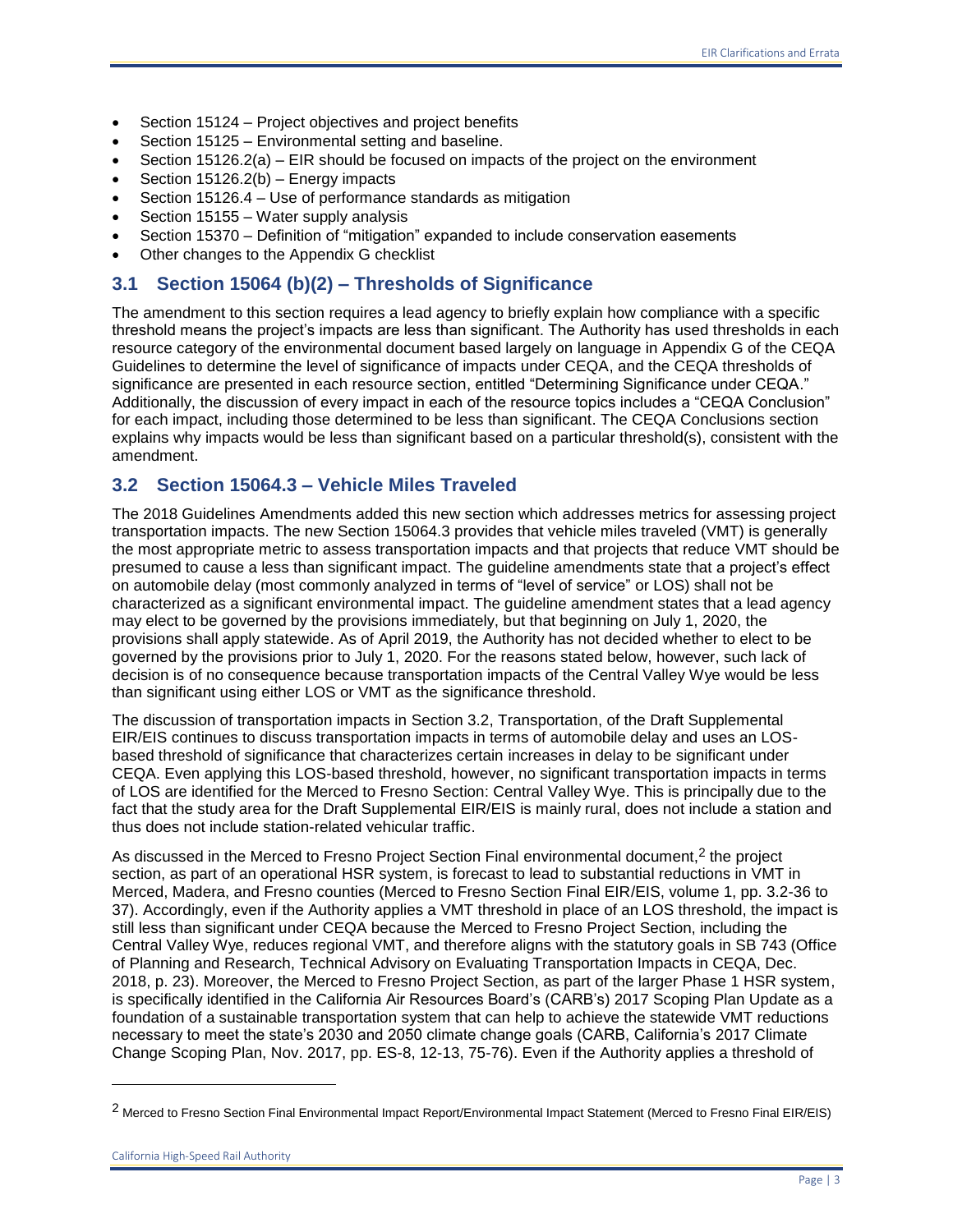- Section 15124 – Project objectives and project benefits
- Section 15125 – Environmental setting and baseline.
- Section 15126.2(a) – EIR should be focused on impacts of the project on the environment
- Section 15126.2(b) – Energy impacts
- Section 15126.4 – Use of performance standards as mitigation
- Section 15155 – Water supply analysis
- Section 15370 – Definition of "mitigation" expanded to include conservation easements
- Other changes to the Appendix G checklist

## 3.1 Section 15064 (b)(2) – Thresholds of Significance

The amendment to this section requires a lead agency to briefly explain how compliance with a specific threshold means the project's impacts are less than significant. The Authority has used thresholds in each resource category of the environmental document based largely on language in Appendix G of the CEQA Guidelines to determine the level of significance of impacts under CEQA, and the CEQA thresholds of significance are presented in each resource section, entitled "Determining Significance under CEQA." Additionally, the discussion of every impact in each of the resource topics includes a "CEQA Conclusion" for each impact, including those determined to be less than significant. The CEQA Conclusions section explains why impacts would be less than significant based on a particular threshold(s), consistent with the amendment.

## 3.2 Section 15064.3 – Vehicle Miles Traveled

The 2018 Guidelines Amendments added this new section which addresses metrics for assessing project transportation impacts. The new Section 15064.3 provides that vehicle miles traveled (VMT) is generally the most appropriate metric to assess transportation impacts and that projects that reduce VMT should be presumed to cause a less than significant impact. The guideline amendments state that a project's effect on automobile delay (most commonly analyzed in terms of "level of service" or LOS) shall not be characterized as a significant environmental impact. The guideline amendment states that a lead agency may elect to be governed by the provisions immediately, but that beginning on July 1, 2020, the provisions shall apply statewide. As of April 2019, the Authority has not decided whether to elect to be governed by the provisions prior to July 1, 2020. For the reasons stated below, however, such lack of decision is of no consequence because transportation impacts of the Central Valley Wye would be less than significant using either LOS or VMT as the significance threshold.

The discussion of transportation impacts in Section 3.2, Transportation, of the Draft Supplemental EIR/EIS continues to discuss transportation impacts in terms of automobile delay and uses an LOS-based threshold of significance that characterizes certain increases in delay to be significant under CEQA. Even applying this LOS-based threshold, however, no significant transportation impacts in terms of LOS are identified for the Merced to Fresno Section: Central Valley Wye. This is principally due to the fact that the study area for the Draft Supplemental EIR/EIS is mainly rural, does not include a station and thus does not include station-related vehicular traffic.

As discussed in the Merced to Fresno Project Section Final environmental document,[2] the project section, as part of an operational HSR system, is forecast to lead to substantial reductions in VMT in Merced, Madera, and Fresno counties (Merced to Fresno Section Final EIR/EIS, volume 1, pp. 3.2-36 to 37). Accordingly, even if the Authority applies a VMT threshold in place of an LOS threshold, the impact is still less than significant under CEQA because the Merced to Fresno Project Section, including the Central Valley Wye, reduces regional VMT, and therefore aligns with the statutory goals in SB 743 (Office of Planning and Research, Technical Advisory on Evaluating Transportation Impacts in CEQA, Dec. 2018, p. 23). Moreover, the Merced to Fresno Project Section, as part of the larger Phase 1 HSR system, is specifically identified in the California Air Resources Board's (CARB's) 2017 Scoping Plan Update as a foundation of a sustainable transportation system that can help to achieve the statewide VMT reductions necessary to meet the state's 2030 and 2050 climate change goals (CARB, California's 2017 Climate Change Scoping Plan, Nov. 2017, pp. ES-8, 12-13, 75-76). Even if the Authority applies a threshold of

[2] Merced to Fresno Section Final Environmental Impact Report/Environmental Impact Statement (Merced to Fresno Final EIR/EIS)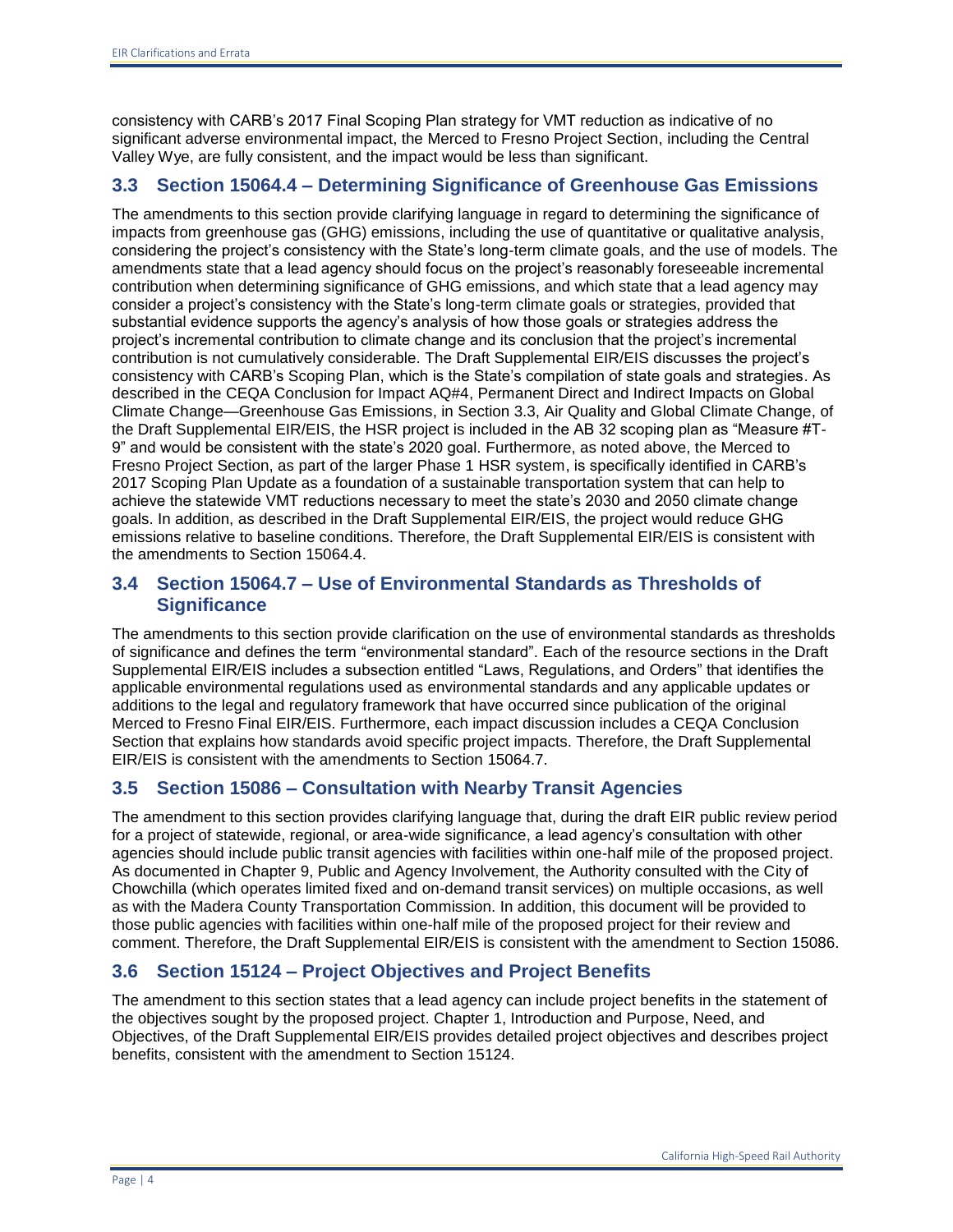consistency with CARB's 2017 Final Scoping Plan strategy for VMT reduction as indicative of no significant adverse environmental impact, the Merced to Fresno Project Section, including the Central Valley Wye, are fully consistent, and the impact would be less than significant.

## 3.3 Section 15064.4 – Determining Significance of Greenhouse Gas Emissions

The amendments to this section provide clarifying language in regard to determining the significance of impacts from greenhouse gas (GHG) emissions, including the use of quantitative or qualitative analysis, considering the project's consistency with the State's long-term climate goals, and the use of models. The amendments state that a lead agency should focus on the project's reasonably foreseeable incremental contribution when determining significance of GHG emissions, and which state that a lead agency may consider a project's consistency with the State's long-term climate goals or strategies, provided that substantial evidence supports the agency's analysis of how those goals or strategies address the project's incremental contribution to climate change and its conclusion that the project's incremental contribution is not cumulatively considerable. The Draft Supplemental EIR/EIS discusses the project's consistency with CARB's Scoping Plan, which is the State's compilation of state goals and strategies. As described in the CEQA Conclusion for Impact AQ#4, Permanent Direct and Indirect Impacts on Global Climate Change—Greenhouse Gas Emissions, in Section 3.3, Air Quality and Global Climate Change, of the Draft Supplemental EIR/EIS, the HSR project is included in the AB 32 scoping plan as "Measure #T-9" and would be consistent with the state's 2020 goal. Furthermore, as noted above, the Merced to Fresno Project Section, as part of the larger Phase 1 HSR system, is specifically identified in CARB's 2017 Scoping Plan Update as a foundation of a sustainable transportation system that can help to achieve the statewide VMT reductions necessary to meet the state's 2030 and 2050 climate change goals. In addition, as described in the Draft Supplemental EIR/EIS, the project would reduce GHG emissions relative to baseline conditions. Therefore, the Draft Supplemental EIR/EIS is consistent with the amendments to Section 15064.4.

## 3.4 Section 15064.7 – Use of Environmental Standards as Thresholds of Significance

The amendments to this section provide clarification on the use of environmental standards as thresholds of significance and defines the term "environmental standard". Each of the resource sections in the Draft Supplemental EIR/EIS includes a subsection entitled "Laws, Regulations, and Orders" that identifies the applicable environmental regulations used as environmental standards and any applicable updates or additions to the legal and regulatory framework that have occurred since publication of the original Merced to Fresno Final EIR/EIS. Furthermore, each impact discussion includes a CEQA Conclusion Section that explains how standards avoid specific project impacts. Therefore, the Draft Supplemental EIR/EIS is consistent with the amendments to Section 15064.7.

## 3.5 Section 15086 – Consultation with Nearby Transit Agencies

The amendment to this section provides clarifying language that, during the draft EIR public review period for a project of statewide, regional, or area-wide significance, a lead agency's consultation with other agencies should include public transit agencies with facilities within one-half mile of the proposed project. As documented in Chapter 9, Public and Agency Involvement, the Authority consulted with the City of Chowchilla (which operates limited fixed and on-demand transit services) on multiple occasions, as well as with the Madera County Transportation Commission. In addition, this document will be provided to those public agencies with facilities within one-half mile of the proposed project for their review and comment. Therefore, the Draft Supplemental EIR/EIS is consistent with the amendment to Section 15086.

## 3.6 Section 15124 – Project Objectives and Project Benefits

The amendment to this section states that a lead agency can include project benefits in the statement of the objectives sought by the proposed project. Chapter 1, Introduction and Purpose, Need, and Objectives, of the Draft Supplemental EIR/EIS provides detailed project objectives and describes project benefits, consistent with the amendment to Section 15124.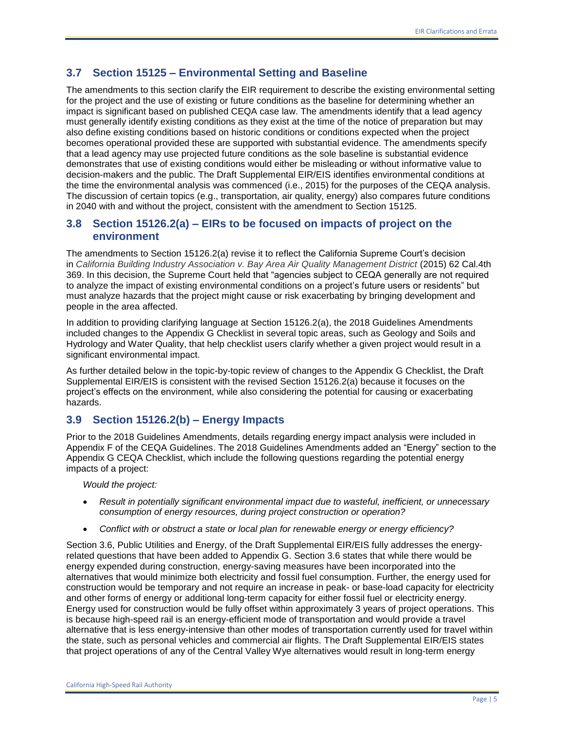## 3.7 Section 15125 – Environmental Setting and Baseline

The amendments to this section clarify the EIR requirement to describe the existing environmental setting for the project and the use of existing or future conditions as the baseline for determining whether an impact is significant based on published CEQA case law. The amendments identify that a lead agency must generally identify existing conditions as they exist at the time of the notice of preparation but may also define existing conditions based on historic conditions or conditions expected when the project becomes operational provided these are supported with substantial evidence. The amendments specify that a lead agency may use projected future conditions as the sole baseline is substantial evidence demonstrates that use of existing conditions would either be misleading or without informative value to decision-makers and the public. The Draft Supplemental EIR/EIS identifies environmental conditions at the time the environmental analysis was commenced (i.e., 2015) for the purposes of the CEQA analysis. The discussion of certain topics (e.g., transportation, air quality, energy) also compares future conditions in 2040 with and without the project, consistent with the amendment to Section 15125.

## 3.8 Section 15126.2(a) – EIRs to be focused on impacts of project on the environment

The amendments to Section 15126.2(a) revise it to reflect the California Supreme Court's decision in *California Building Industry Association v. Bay Area Air Quality Management District* (2015) 62 Cal.4th 369. In this decision, the Supreme Court held that "agencies subject to CEQA generally are not required to analyze the impact of existing environmental conditions on a project's future users or residents" but must analyze hazards that the project might cause or risk exacerbating by bringing development and people in the area affected.

In addition to providing clarifying language at Section 15126.2(a), the 2018 Guidelines Amendments included changes to the Appendix G Checklist in several topic areas, such as Geology and Soils and Hydrology and Water Quality, that help checklist users clarify whether a given project would result in a significant environmental impact.

As further detailed below in the topic-by-topic review of changes to the Appendix G Checklist, the Draft Supplemental EIR/EIS is consistent with the revised Section 15126.2(a) because it focuses on the project's effects on the environment, while also considering the potential for causing or exacerbating hazards.

## 3.9 Section 15126.2(b) – Energy Impacts

Prior to the 2018 Guidelines Amendments, details regarding energy impact analysis were included in Appendix F of the CEQA Guidelines. The 2018 Guidelines Amendments added an "Energy" section to the Appendix G CEQA Checklist, which include the following questions regarding the potential energy impacts of a project:

*Would the project:*

- *Result in potentially significant environmental impact due to wasteful, inefficient, or unnecessary consumption of energy resources, during project construction or operation?*
- *Conflict with or obstruct a state or local plan for renewable energy or energy efficiency?*

Section 3.6, Public Utilities and Energy, of the Draft Supplemental EIR/EIS fully addresses the energy-related questions that have been added to Appendix G. Section 3.6 states that while there would be energy expended during construction, energy-saving measures have been incorporated into the alternatives that would minimize both electricity and fossil fuel consumption. Further, the energy used for construction would be temporary and not require an increase in peak- or base-load capacity for electricity and other forms of energy or additional long-term capacity for either fossil fuel or electricity energy. Energy used for construction would be fully offset within approximately 3 years of project operations. This is because high-speed rail is an energy-efficient mode of transportation and would provide a travel alternative that is less energy-intensive than other modes of transportation currently used for travel within the state, such as personal vehicles and commercial air flights. The Draft Supplemental EIR/EIS states that project operations of any of the Central Valley Wye alternatives would result in long-term energy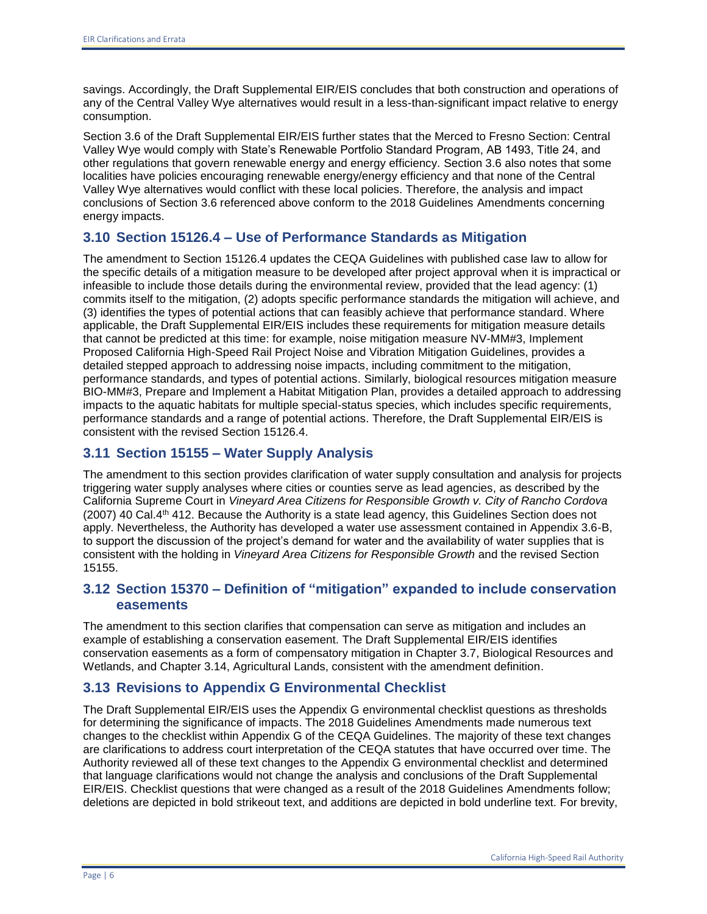savings. Accordingly, the Draft Supplemental EIR/EIS concludes that both construction and operations of any of the Central Valley Wye alternatives would result in a less-than-significant impact relative to energy consumption.

Section 3.6 of the Draft Supplemental EIR/EIS further states that the Merced to Fresno Section: Central Valley Wye would comply with State's Renewable Portfolio Standard Program, AB 1493, Title 24, and other regulations that govern renewable energy and energy efficiency. Section 3.6 also notes that some localities have policies encouraging renewable energy/energy efficiency and that none of the Central Valley Wye alternatives would conflict with these local policies. Therefore, the analysis and impact conclusions of Section 3.6 referenced above conform to the 2018 Guidelines Amendments concerning energy impacts.

## 3.10 Section 15126.4 – Use of Performance Standards as Mitigation

The amendment to Section 15126.4 updates the CEQA Guidelines with published case law to allow for the specific details of a mitigation measure to be developed after project approval when it is impractical or infeasible to include those details during the environmental review, provided that the lead agency: (1) commits itself to the mitigation, (2) adopts specific performance standards the mitigation will achieve, and (3) identifies the types of potential actions that can feasibly achieve that performance standard. Where applicable, the Draft Supplemental EIR/EIS includes these requirements for mitigation measure details that cannot be predicted at this time: for example, noise mitigation measure NV-MM#3, Implement Proposed California High-Speed Rail Project Noise and Vibration Mitigation Guidelines, provides a detailed stepped approach to addressing noise impacts, including commitment to the mitigation, performance standards, and types of potential actions. Similarly, biological resources mitigation measure BIO-MM#3, Prepare and Implement a Habitat Mitigation Plan, provides a detailed approach to addressing impacts to the aquatic habitats for multiple special-status species, which includes specific requirements, performance standards and a range of potential actions. Therefore, the Draft Supplemental EIR/EIS is consistent with the revised Section 15126.4.

## 3.11 Section 15155 – Water Supply Analysis

The amendment to this section provides clarification of water supply consultation and analysis for projects triggering water supply analyses where cities or counties serve as lead agencies, as described by the California Supreme Court in *Vineyard Area Citizens for Responsible Growth v. City of Rancho Cordova* (2007) 40 Cal.4th 412. Because the Authority is a state lead agency, this Guidelines Section does not apply. Nevertheless, the Authority has developed a water use assessment contained in Appendix 3.6-B, to support the discussion of the project's demand for water and the availability of water supplies that is consistent with the holding in *Vineyard Area Citizens for Responsible Growth* and the revised Section 15155.

## 3.12 Section 15370 – Definition of "mitigation" expanded to include conservation easements

The amendment to this section clarifies that compensation can serve as mitigation and includes an example of establishing a conservation easement. The Draft Supplemental EIR/EIS identifies conservation easements as a form of compensatory mitigation in Chapter 3.7, Biological Resources and Wetlands, and Chapter 3.14, Agricultural Lands, consistent with the amendment definition.

## 3.13 Revisions to Appendix G Environmental Checklist

The Draft Supplemental EIR/EIS uses the Appendix G environmental checklist questions as thresholds for determining the significance of impacts. The 2018 Guidelines Amendments made numerous text changes to the checklist within Appendix G of the CEQA Guidelines. The majority of these text changes are clarifications to address court interpretation of the CEQA statutes that have occurred over time. The Authority reviewed all of these text changes to the Appendix G environmental checklist and determined that language clarifications would not change the analysis and conclusions of the Draft Supplemental EIR/EIS. Checklist questions that were changed as a result of the 2018 Guidelines Amendments follow; deletions are depicted in bold strikeout text, and additions are depicted in bold underline text. For brevity,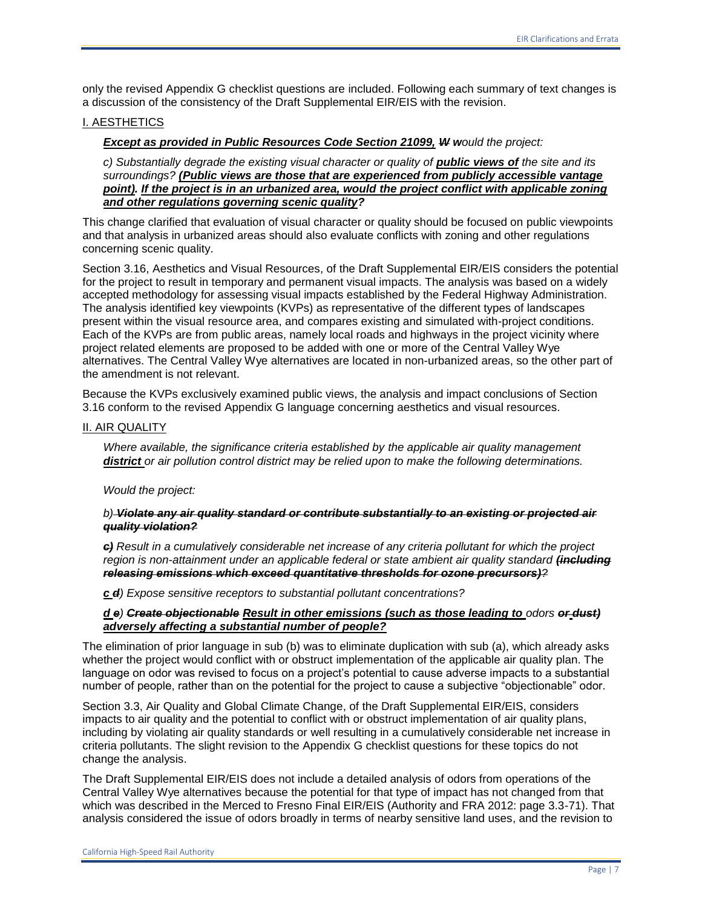only the revised Appendix G checklist questions are included. Following each summary of text changes is a discussion of the consistency of the Draft Supplemental EIR/EIS with the revision.

I. AESTHETICS

> ***<u>Except as provided in Public Resources Code Section 21099,</u>*** ~~***W***~~ ***w****ould the project:*
>
> *c) Substantially degrade the existing visual character or quality of* ***<u>public views of</u>*** *the site and its surroundings?* ***<u>(Public views are those that are experienced from publicly accessible vantage point). If the project is in an urbanized area, would the project conflict with applicable zoning and other regulations governing scenic quality</u>****?*

This change clarified that evaluation of visual character or quality should be focused on public viewpoints and that analysis in urbanized areas should also evaluate conflicts with zoning and other regulations concerning scenic quality.

Section 3.16, Aesthetics and Visual Resources, of the Draft Supplemental EIR/EIS considers the potential for the project to result in temporary and permanent visual impacts. The analysis was based on a widely accepted methodology for assessing visual impacts established by the Federal Highway Administration. The analysis identified key viewpoints (KVPs) as representative of the different types of landscapes present within the visual resource area, and compares existing and simulated with-project conditions. Each of the KVPs are from public areas, namely local roads and highways in the project vicinity where project related elements are proposed to be added with one or more of the Central Valley Wye alternatives. The Central Valley Wye alternatives are located in non-urbanized areas, so the other part of the amendment is not relevant.

Because the KVPs exclusively examined public views, the analysis and impact conclusions of Section 3.16 conform to the revised Appendix G language concerning aesthetics and visual resources.

II. AIR QUALITY

> *Where available, the significance criteria established by the applicable air quality management* ***<u>district</u>*** *or air pollution control district may be relied upon to make the following determinations.*
>
> *Would the project:*
>
> *b)* ~~***Violate any air quality standard or contribute substantially to an existing or projected air quality violation?***~~
>
> ~~***c)***~~ *Result in a cumulatively considerable net increase of any criteria pollutant for which the project region is non-attainment under an applicable federal or state ambient air quality standard* ~~***(including releasing emissions which exceed quantitative thresholds for ozone precursors)***~~*?*
>
> ***<u>c</u>*** ~~***d***~~*) Expose sensitive receptors to substantial pollutant concentrations?*
>
> ***<u>d</u>*** ~~***e***~~*)* ~~***Create objectionable***~~ ***<u>Result in other emissions (such as those leading to</u>*** *odors* ~~***or dust)***~~ ***<u>adversely affecting a substantial number of people?</u>***

The elimination of prior language in sub (b) was to eliminate duplication with sub (a), which already asks whether the project would conflict with or obstruct implementation of the applicable air quality plan. The language on odor was revised to focus on a project's potential to cause adverse impacts to a substantial number of people, rather than on the potential for the project to cause a subjective "objectionable" odor.

Section 3.3, Air Quality and Global Climate Change, of the Draft Supplemental EIR/EIS, considers impacts to air quality and the potential to conflict with or obstruct implementation of air quality plans, including by violating air quality standards or well resulting in a cumulatively considerable net increase in criteria pollutants. The slight revision to the Appendix G checklist questions for these topics do not change the analysis.

The Draft Supplemental EIR/EIS does not include a detailed analysis of odors from operations of the Central Valley Wye alternatives because the potential for that type of impact has not changed from that which was described in the Merced to Fresno Final EIR/EIS (Authority and FRA 2012: page 3.3-71). That analysis considered the issue of odors broadly in terms of nearby sensitive land uses, and the revision to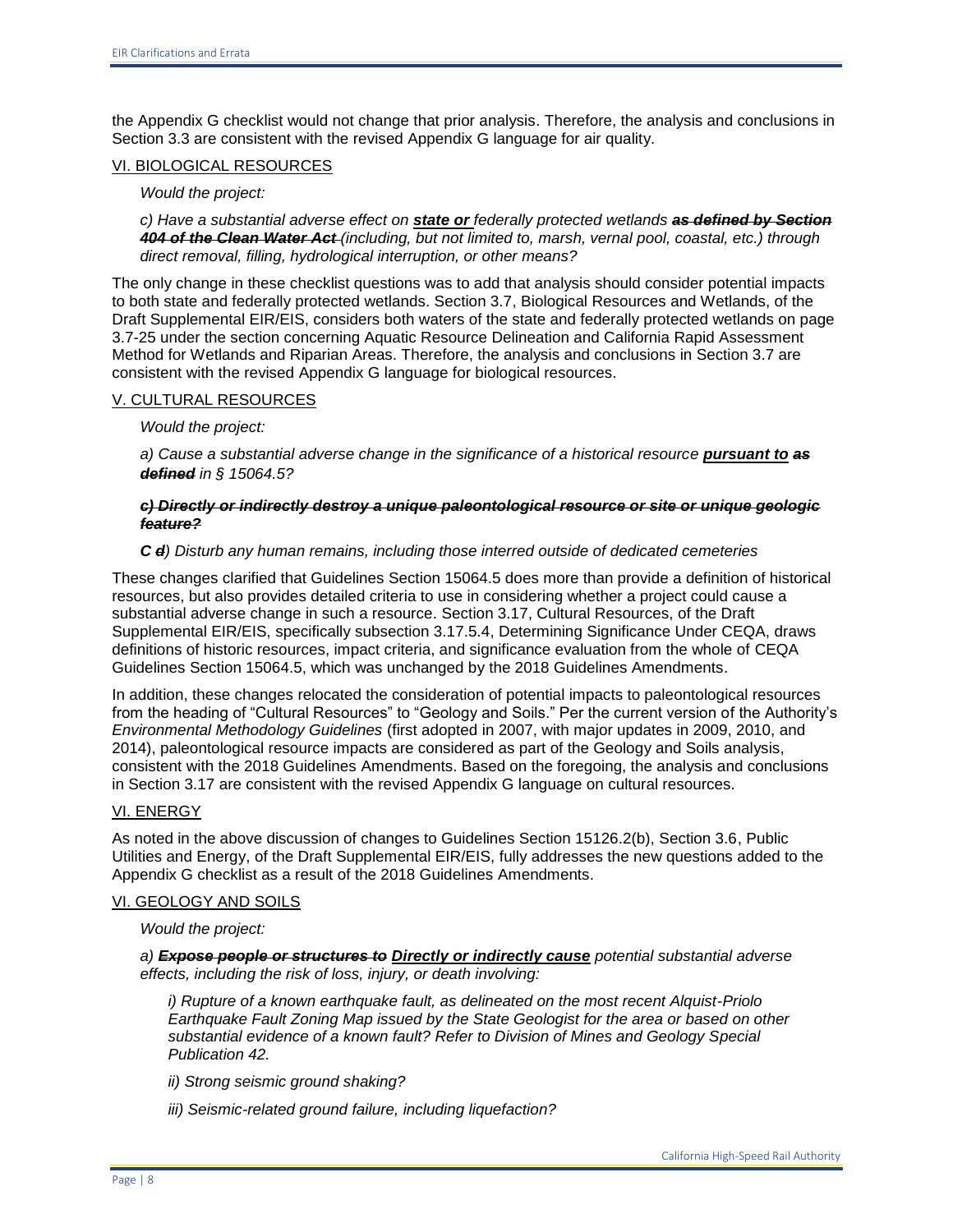the Appendix G checklist would not change that prior analysis. Therefore, the analysis and conclusions in Section 3.3 are consistent with the revised Appendix G language for air quality.

<u>VI. BIOLOGICAL RESOURCES</u>

*Would the project:*

*c) Have a substantial adverse effect on* ***<u>state or</u>*** *federally protected wetlands* ***~~as defined by Section 404 of the Clean Water Act~~*** *(including, but not limited to, marsh, vernal pool, coastal, etc.) through direct removal, filling, hydrological interruption, or other means?*

The only change in these checklist questions was to add that analysis should consider potential impacts to both state and federally protected wetlands. Section 3.7, Biological Resources and Wetlands, of the Draft Supplemental EIR/EIS, considers both waters of the state and federally protected wetlands on page 3.7-25 under the section concerning Aquatic Resource Delineation and California Rapid Assessment Method for Wetlands and Riparian Areas. Therefore, the analysis and conclusions in Section 3.7 are consistent with the revised Appendix G language for biological resources.

<u>V. CULTURAL RESOURCES</u>

*Would the project:*

*a) Cause a substantial adverse change in the significance of a historical resource* ***<u>pursuant to</u>*** ***~~as defined~~*** *in § 15064.5?*

***~~c) Directly or indirectly destroy a unique paleontological resource or site or unique geologic feature?~~***

***C*** ***~~d~~****) Disturb any human remains, including those interred outside of dedicated cemeteries*

These changes clarified that Guidelines Section 15064.5 does more than provide a definition of historical resources, but also provides detailed criteria to use in considering whether a project could cause a substantial adverse change in such a resource. Section 3.17, Cultural Resources, of the Draft Supplemental EIR/EIS, specifically subsection 3.17.5.4, Determining Significance Under CEQA, draws definitions of historic resources, impact criteria, and significance evaluation from the whole of CEQA Guidelines Section 15064.5, which was unchanged by the 2018 Guidelines Amendments.

In addition, these changes relocated the consideration of potential impacts to paleontological resources from the heading of "Cultural Resources" to "Geology and Soils." Per the current version of the Authority's *Environmental Methodology Guidelines* (first adopted in 2007, with major updates in 2009, 2010, and 2014), paleontological resource impacts are considered as part of the Geology and Soils analysis, consistent with the 2018 Guidelines Amendments. Based on the foregoing, the analysis and conclusions in Section 3.17 are consistent with the revised Appendix G language on cultural resources.

<u>VI. ENERGY</u>

As noted in the above discussion of changes to Guidelines Section 15126.2(b), Section 3.6, Public Utilities and Energy, of the Draft Supplemental EIR/EIS, fully addresses the new questions added to the Appendix G checklist as a result of the 2018 Guidelines Amendments.

<u>VI. GEOLOGY AND SOILS</u>

*Would the project:*

*a)* ***~~Expose people or structures to~~*** ***<u>Directly or indirectly cause</u>*** *potential substantial adverse effects, including the risk of loss, injury, or death involving:*

> *i) Rupture of a known earthquake fault, as delineated on the most recent Alquist-Priolo Earthquake Fault Zoning Map issued by the State Geologist for the area or based on other substantial evidence of a known fault? Refer to Division of Mines and Geology Special Publication 42.*
>
> *ii) Strong seismic ground shaking?*
>
> *iii) Seismic-related ground failure, including liquefaction?*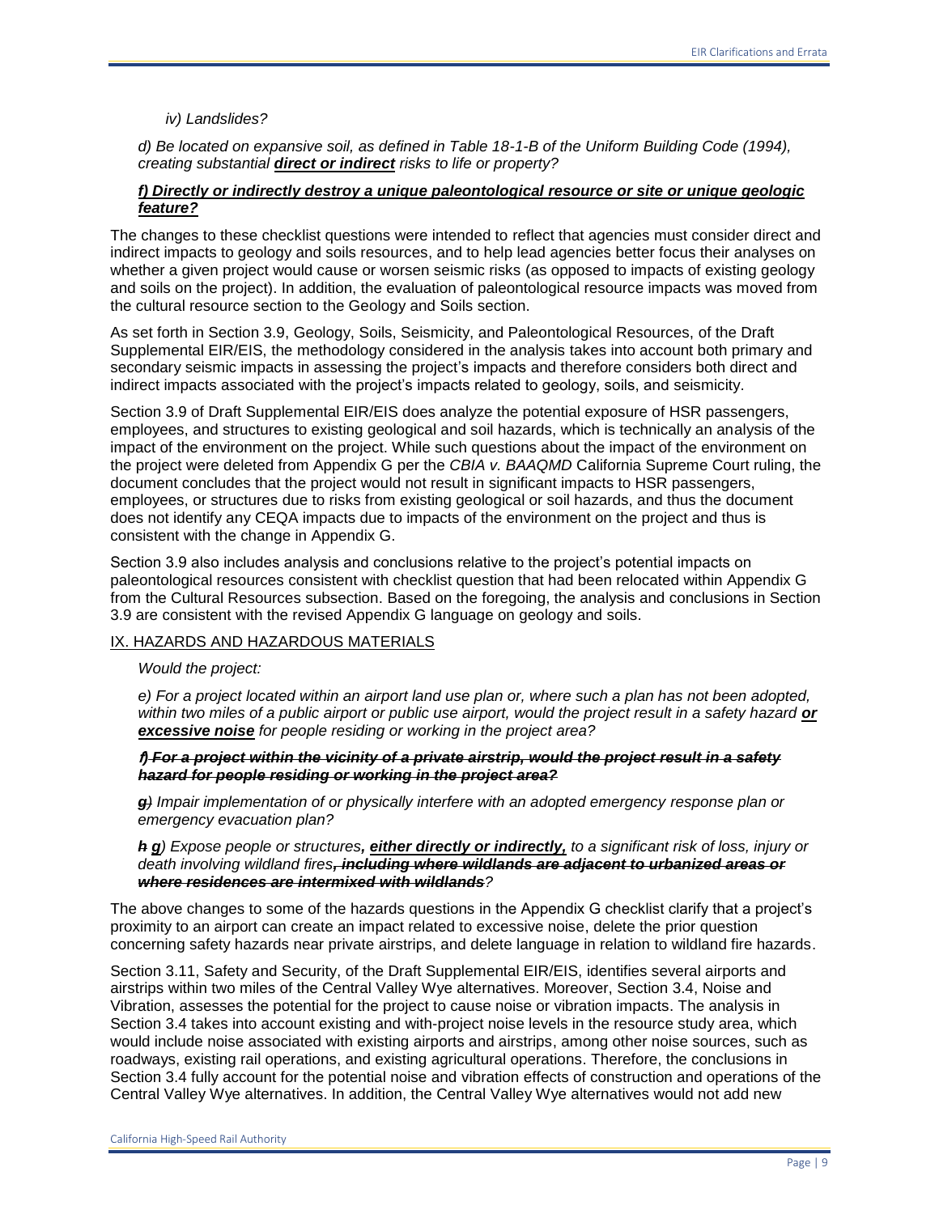*iv) Landslides?*

*d) Be located on expansive soil, as defined in Table 18-1-B of the Uniform Building Code (1994), creating substantial **<u>direct or indirect</u>** risks to life or property?*

***<u>f) Directly or indirectly destroy a unique paleontological resource or site or unique geologic feature?</u>***

The changes to these checklist questions were intended to reflect that agencies must consider direct and indirect impacts to geology and soils resources, and to help lead agencies better focus their analyses on whether a given project would cause or worsen seismic risks (as opposed to impacts of existing geology and soils on the project). In addition, the evaluation of paleontological resource impacts was moved from the cultural resource section to the Geology and Soils section.

As set forth in Section 3.9, Geology, Soils, Seismicity, and Paleontological Resources, of the Draft Supplemental EIR/EIS, the methodology considered in the analysis takes into account both primary and secondary seismic impacts in assessing the project's impacts and therefore considers both direct and indirect impacts associated with the project's impacts related to geology, soils, and seismicity.

Section 3.9 of Draft Supplemental EIR/EIS does analyze the potential exposure of HSR passengers, employees, and structures to existing geological and soil hazards, which is technically an analysis of the impact of the environment on the project. While such questions about the impact of the environment on the project were deleted from Appendix G per the *CBIA v. BAAQMD* California Supreme Court ruling, the document concludes that the project would not result in significant impacts to HSR passengers, employees, or structures due to risks from existing geological or soil hazards, and thus the document does not identify any CEQA impacts due to impacts of the environment on the project and thus is consistent with the change in Appendix G.

Section 3.9 also includes analysis and conclusions relative to the project's potential impacts on paleontological resources consistent with checklist question that had been relocated within Appendix G from the Cultural Resources subsection. Based on the foregoing, the analysis and conclusions in Section 3.9 are consistent with the revised Appendix G language on geology and soils.

<u>IX. HAZARDS AND HAZARDOUS MATERIALS</u>

*Would the project:*

*e) For a project located within an airport land use plan or, where such a plan has not been adopted, within two miles of a public airport or public use airport, would the project result in a safety hazard **<u>or excessive noise</u>** for people residing or working in the project area?*

***~~f) For a project within the vicinity of a private airstrip, would the project result in a safety hazard for people residing or working in the project area?~~***

***~~g~~****) Impair implementation of or physically interfere with an adopted emergency response plan or emergency evacuation plan?*

***~~h~~ <u>g</u>****) Expose people or structures**<u>, either directly or indirectly,</u>** to a significant risk of loss, injury or death involving wildland fires**~~, including where wildlands are adjacent to urbanized areas or where residences are intermixed with wildlands~~**?*

The above changes to some of the hazards questions in the Appendix G checklist clarify that a project's proximity to an airport can create an impact related to excessive noise, delete the prior question concerning safety hazards near private airstrips, and delete language in relation to wildland fire hazards.

Section 3.11, Safety and Security, of the Draft Supplemental EIR/EIS, identifies several airports and airstrips within two miles of the Central Valley Wye alternatives. Moreover, Section 3.4, Noise and Vibration, assesses the potential for the project to cause noise or vibration impacts. The analysis in Section 3.4 takes into account existing and with-project noise levels in the resource study area, which would include noise associated with existing airports and airstrips, among other noise sources, such as roadways, existing rail operations, and existing agricultural operations. Therefore, the conclusions in Section 3.4 fully account for the potential noise and vibration effects of construction and operations of the Central Valley Wye alternatives. In addition, the Central Valley Wye alternatives would not add new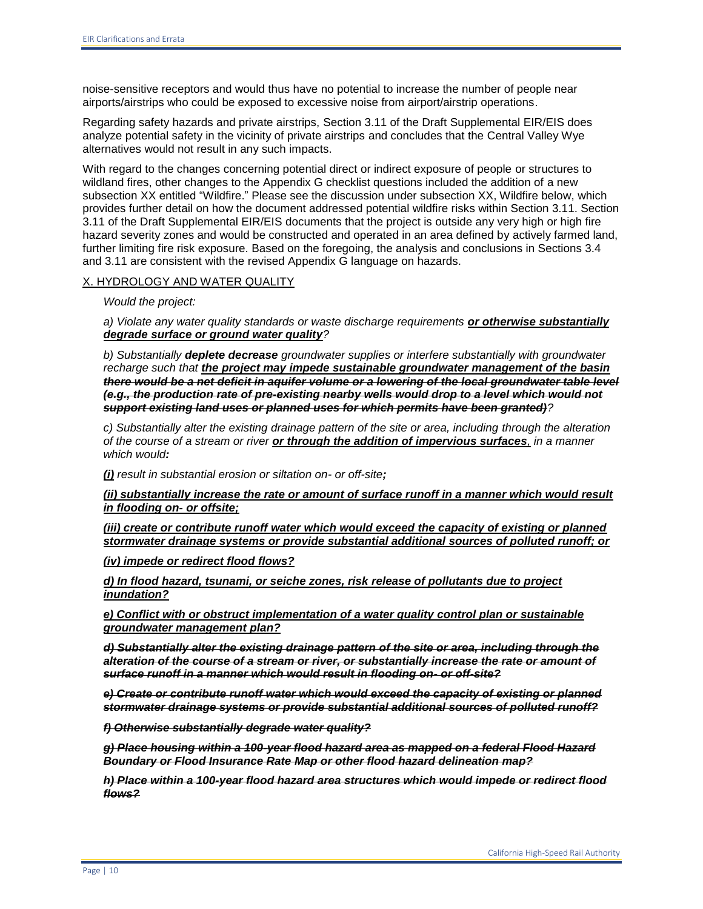noise-sensitive receptors and would thus have no potential to increase the number of people near airports/airstrips who could be exposed to excessive noise from airport/airstrip operations.

Regarding safety hazards and private airstrips, Section 3.11 of the Draft Supplemental EIR/EIS does analyze potential safety in the vicinity of private airstrips and concludes that the Central Valley Wye alternatives would not result in any such impacts.

With regard to the changes concerning potential direct or indirect exposure of people or structures to wildland fires, other changes to the Appendix G checklist questions included the addition of a new subsection XX entitled "Wildfire." Please see the discussion under subsection XX, Wildfire below, which provides further detail on how the document addressed potential wildfire risks within Section 3.11. Section 3.11 of the Draft Supplemental EIR/EIS documents that the project is outside any very high or high fire hazard severity zones and would be constructed and operated in an area defined by actively farmed land, further limiting fire risk exposure. Based on the foregoing, the analysis and conclusions in Sections 3.4 and 3.11 are consistent with the revised Appendix G language on hazards.

<u>X. HYDROLOGY AND WATER QUALITY</u>

*Would the project:*

*a) Violate any water quality standards or waste discharge requirements* ***<u>or otherwise substantially degrade surface or ground water quality</u>****?*

*b) Substantially* ***~~deplete~~ decrease*** *groundwater supplies or interfere substantially with groundwater recharge such that* ***<u>the project may impede sustainable groundwater management of the basin</u>*** ***~~there would be a net deficit in aquifer volume or a lowering of the local groundwater table level (e.g., the production rate of pre-existing nearby wells would drop to a level which would not support existing land uses or planned uses for which permits have been granted)~~****?*

*c) Substantially alter the existing drainage pattern of the site or area, including through the alteration of the course of a stream or river* ***<u>or through the addition of impervious surfaces</u>****, in a manner which would****:***

***<u>(i)</u>*** *result in substantial erosion or siltation on- or off-site****;***

***<u>(ii) substantially increase the rate or amount of surface runoff in a manner which would result in flooding on- or offsite;</u>***

***<u>(iii) create or contribute runoff water which would exceed the capacity of existing or planned stormwater drainage systems or provide substantial additional sources of polluted runoff; or</u>***

***<u>(iv) impede or redirect flood flows?</u>***

***<u>d) In flood hazard, tsunami, or seiche zones, risk release of pollutants due to project inundation?</u>***

***<u>e) Conflict with or obstruct implementation of a water quality control plan or sustainable groundwater management plan?</u>***

***~~d) Substantially alter the existing drainage pattern of the site or area, including through the alteration of the course of a stream or river, or substantially increase the rate or amount of surface runoff in a manner which would result in flooding on- or off-site?~~***

***~~e) Create or contribute runoff water which would exceed the capacity of existing or planned stormwater drainage systems or provide substantial additional sources of polluted runoff?~~***

***~~f) Otherwise substantially degrade water quality?~~***

***~~g) Place housing within a 100-year flood hazard area as mapped on a federal Flood Hazard Boundary or Flood Insurance Rate Map or other flood hazard delineation map?~~***

***~~h) Place within a 100-year flood hazard area structures which would impede or redirect flood flows?~~***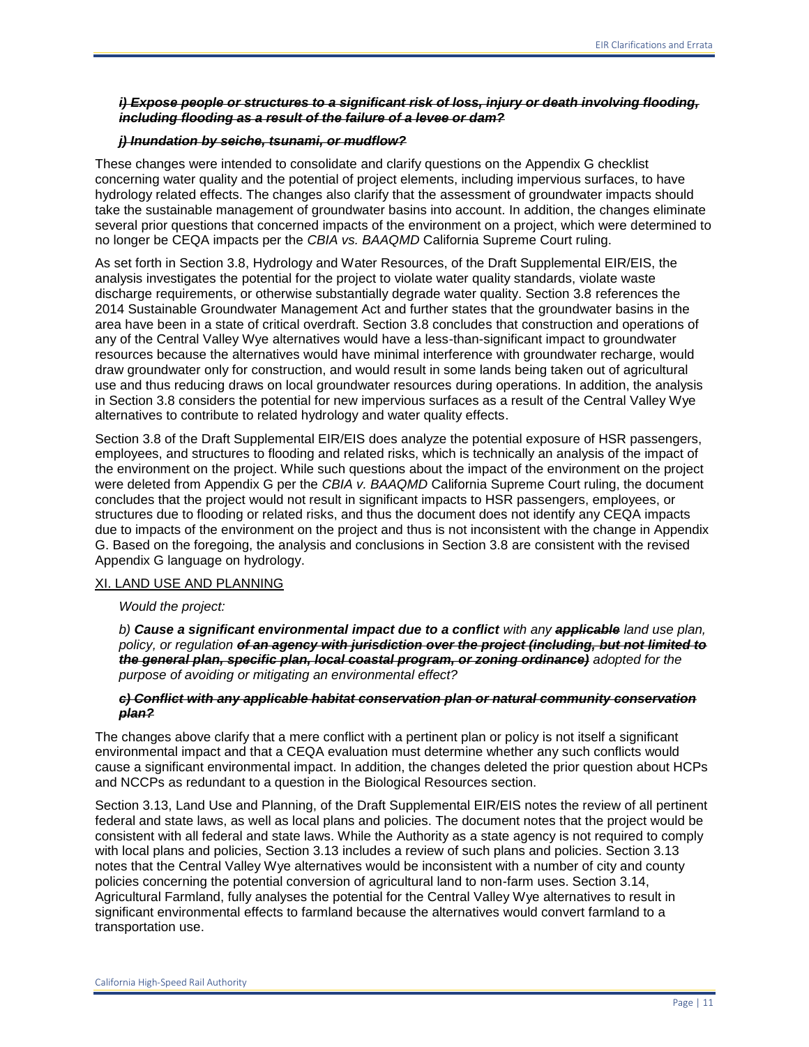***~~i) Expose people or structures to a significant risk of loss, injury or death involving flooding, including flooding as a result of the failure of a levee or dam?~~***

***~~j) Inundation by seiche, tsunami, or mudflow?~~***

These changes were intended to consolidate and clarify questions on the Appendix G checklist concerning water quality and the potential of project elements, including impervious surfaces, to have hydrology related effects. The changes also clarify that the assessment of groundwater impacts should take the sustainable management of groundwater basins into account. In addition, the changes eliminate several prior questions that concerned impacts of the environment on a project, which were determined to no longer be CEQA impacts per the *CBIA vs. BAAQMD* California Supreme Court ruling.

As set forth in Section 3.8, Hydrology and Water Resources, of the Draft Supplemental EIR/EIS, the analysis investigates the potential for the project to violate water quality standards, violate waste discharge requirements, or otherwise substantially degrade water quality. Section 3.8 references the 2014 Sustainable Groundwater Management Act and further states that the groundwater basins in the area have been in a state of critical overdraft. Section 3.8 concludes that construction and operations of any of the Central Valley Wye alternatives would have a less-than-significant impact to groundwater resources because the alternatives would have minimal interference with groundwater recharge, would draw groundwater only for construction, and would result in some lands being taken out of agricultural use and thus reducing draws on local groundwater resources during operations. In addition, the analysis in Section 3.8 considers the potential for new impervious surfaces as a result of the Central Valley Wye alternatives to contribute to related hydrology and water quality effects.

Section 3.8 of the Draft Supplemental EIR/EIS does analyze the potential exposure of HSR passengers, employees, and structures to flooding and related risks, which is technically an analysis of the impact of the environment on the project. While such questions about the impact of the environment on the project were deleted from Appendix G per the *CBIA v. BAAQMD* California Supreme Court ruling, the document concludes that the project would not result in significant impacts to HSR passengers, employees, or structures due to flooding or related risks, and thus the document does not identify any CEQA impacts due to impacts of the environment on the project and thus is not inconsistent with the change in Appendix G. Based on the foregoing, the analysis and conclusions in Section 3.8 are consistent with the revised Appendix G language on hydrology.

<u>XI. LAND USE AND PLANNING</u>

*Would the project:*

*b)* ***Cause a significant environmental impact due to a conflict*** *with any* ***~~applicable~~*** *land use plan, policy, or regulation* ***~~of an agency with jurisdiction over the project (including, but not limited to the general plan, specific plan, local coastal program, or zoning ordinance)~~*** *adopted for the purpose of avoiding or mitigating an environmental effect?*

***~~c) Conflict with any applicable habitat conservation plan or natural community conservation plan?~~***

The changes above clarify that a mere conflict with a pertinent plan or policy is not itself a significant environmental impact and that a CEQA evaluation must determine whether any such conflicts would cause a significant environmental impact. In addition, the changes deleted the prior question about HCPs and NCCPs as redundant to a question in the Biological Resources section.

Section 3.13, Land Use and Planning, of the Draft Supplemental EIR/EIS notes the review of all pertinent federal and state laws, as well as local plans and policies. The document notes that the project would be consistent with all federal and state laws. While the Authority as a state agency is not required to comply with local plans and policies, Section 3.13 includes a review of such plans and policies. Section 3.13 notes that the Central Valley Wye alternatives would be inconsistent with a number of city and county policies concerning the potential conversion of agricultural land to non-farm uses. Section 3.14, Agricultural Farmland, fully analyses the potential for the Central Valley Wye alternatives to result in significant environmental effects to farmland because the alternatives would convert farmland to a transportation use.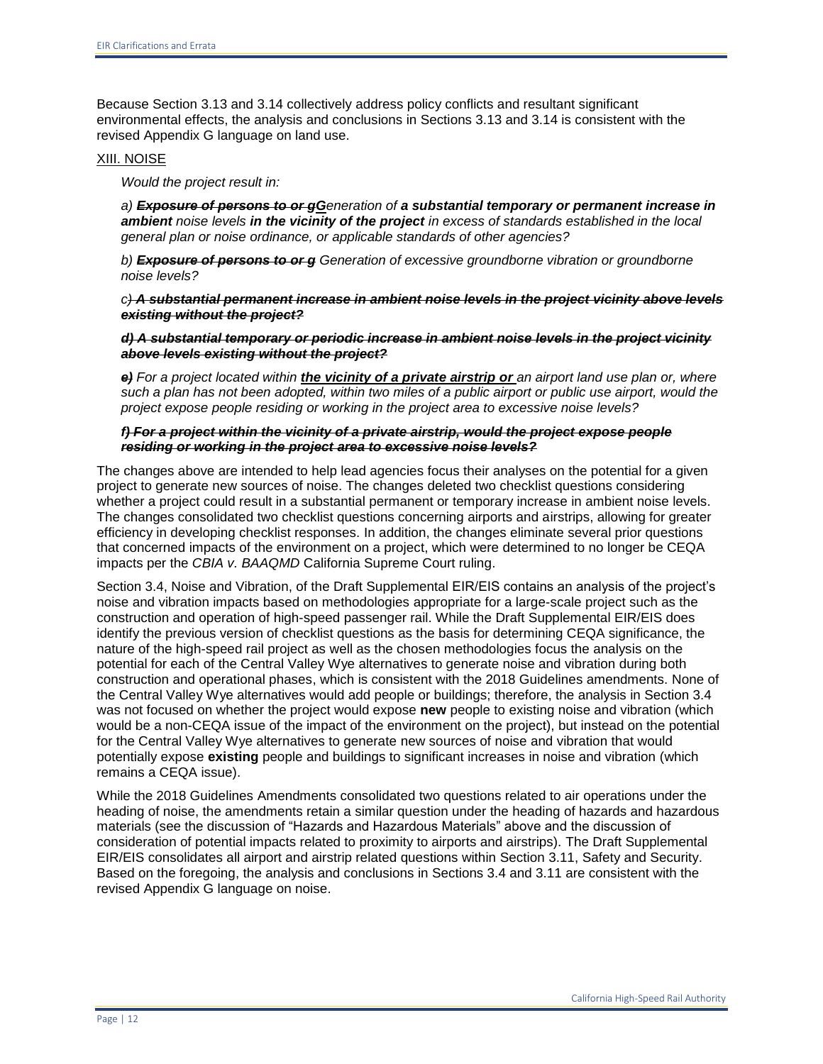Because Section 3.13 and 3.14 collectively address policy conflicts and resultant significant environmental effects, the analysis and conclusions in Sections 3.13 and 3.14 is consistent with the revised Appendix G language on land use.

XIII. NOISE

*Would the project result in:*

*a) ~~**Exposure of persons to or g**~~**G**eneration of **a substantial temporary or permanent increase in ambient** noise levels **in the vicinity of the project** in excess of standards established in the local general plan or noise ordinance, or applicable standards of other agencies?*

*b) ~~**Exposure of persons to or g**~~ Generation of excessive groundborne vibration or groundborne noise levels?*

*c) ~~**A substantial permanent increase in ambient noise levels in the project vicinity above levels existing without the project?**~~*

*~~**d) A substantial temporary or periodic increase in ambient noise levels in the project vicinity above levels existing without the project?**~~*

*~~**e)**~~ For a project located within **the vicinity of a private airstrip or** an airport land use plan or, where such a plan has not been adopted, within two miles of a public airport or public use airport, would the project expose people residing or working in the project area to excessive noise levels?*

*~~**f) For a project within the vicinity of a private airstrip, would the project expose people residing or working in the project area to excessive noise levels?**~~*

The changes above are intended to help lead agencies focus their analyses on the potential for a given project to generate new sources of noise. The changes deleted two checklist questions considering whether a project could result in a substantial permanent or temporary increase in ambient noise levels. The changes consolidated two checklist questions concerning airports and airstrips, allowing for greater efficiency in developing checklist responses. In addition, the changes eliminate several prior questions that concerned impacts of the environment on a project, which were determined to no longer be CEQA impacts per the *CBIA v. BAAQMD* California Supreme Court ruling.

Section 3.4, Noise and Vibration, of the Draft Supplemental EIR/EIS contains an analysis of the project's noise and vibration impacts based on methodologies appropriate for a large-scale project such as the construction and operation of high-speed passenger rail. While the Draft Supplemental EIR/EIS does identify the previous version of checklist questions as the basis for determining CEQA significance, the nature of the high-speed rail project as well as the chosen methodologies focus the analysis on the potential for each of the Central Valley Wye alternatives to generate noise and vibration during both construction and operational phases, which is consistent with the 2018 Guidelines amendments. None of the Central Valley Wye alternatives would add people or buildings; therefore, the analysis in Section 3.4 was not focused on whether the project would expose **new** people to existing noise and vibration (which would be a non-CEQA issue of the impact of the environment on the project), but instead on the potential for the Central Valley Wye alternatives to generate new sources of noise and vibration that would potentially expose **existing** people and buildings to significant increases in noise and vibration (which remains a CEQA issue).

While the 2018 Guidelines Amendments consolidated two questions related to air operations under the heading of noise, the amendments retain a similar question under the heading of hazards and hazardous materials (see the discussion of "Hazards and Hazardous Materials" above and the discussion of consideration of potential impacts related to proximity to airports and airstrips). The Draft Supplemental EIR/EIS consolidates all airport and airstrip related questions within Section 3.11, Safety and Security. Based on the foregoing, the analysis and conclusions in Sections 3.4 and 3.11 are consistent with the revised Appendix G language on noise.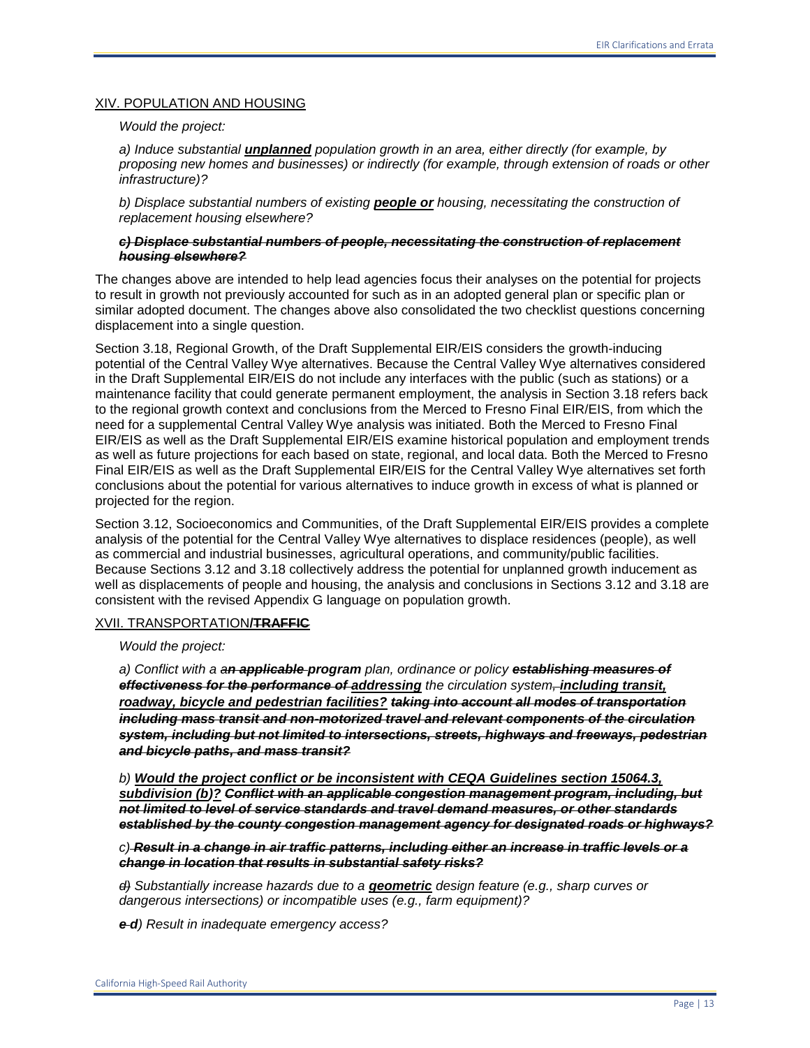## XIV. POPULATION AND HOUSING

*Would the project:*

*a) Induce substantial **<u>unplanned</u>** population growth in an area, either directly (for example, by proposing new homes and businesses) or indirectly (for example, through extension of roads or other infrastructure)?*

*b) Displace substantial numbers of existing **<u>people or</u>** housing, necessitating the construction of replacement housing elsewhere?*

***~~c) Displace substantial numbers of people, necessitating the construction of replacement housing elsewhere?~~***

The changes above are intended to help lead agencies focus their analyses on the potential for projects to result in growth not previously accounted for such as in an adopted general plan or specific plan or similar adopted document. The changes above also consolidated the two checklist questions concerning displacement into a single question.

Section 3.18, Regional Growth, of the Draft Supplemental EIR/EIS considers the growth-inducing potential of the Central Valley Wye alternatives. Because the Central Valley Wye alternatives considered in the Draft Supplemental EIR/EIS do not include any interfaces with the public (such as stations) or a maintenance facility that could generate permanent employment, the analysis in Section 3.18 refers back to the regional growth context and conclusions from the Merced to Fresno Final EIR/EIS, from which the need for a supplemental Central Valley Wye analysis was initiated. Both the Merced to Fresno Final EIR/EIS as well as the Draft Supplemental EIR/EIS examine historical population and employment trends as well as future projections for each based on state, regional, and local data. Both the Merced to Fresno Final EIR/EIS as well as the Draft Supplemental EIR/EIS for the Central Valley Wye alternatives set forth conclusions about the potential for various alternatives to induce growth in excess of what is planned or projected for the region.

Section 3.12, Socioeconomics and Communities, of the Draft Supplemental EIR/EIS provides a complete analysis of the potential for the Central Valley Wye alternatives to displace residences (people), as well as commercial and industrial businesses, agricultural operations, and community/public facilities. Because Sections 3.12 and 3.18 collectively address the potential for unplanned growth inducement as well as displacements of people and housing, the analysis and conclusions in Sections 3.12 and 3.18 are consistent with the revised Appendix G language on population growth.

## XVII. TRANSPORTATION**<u>/</u>~~TRAFFIC~~**

*Would the project:*

*a) Conflict with a **~~an applicable~~ program** plan, ordinance or policy **~~establishing measures of effectiveness for the performance of~~** **<u>addressing</u>** the circulation system~~,~~ **<u>including transit, roadway, bicycle and pedestrian facilities?</u>** **~~taking into account all modes of transportation including mass transit and non-motorized travel and relevant components of the circulation system, including but not limited to intersections, streets, highways and freeways, pedestrian and bicycle paths, and mass transit?~~***

*b) **<u>Would the project conflict or be inconsistent with CEQA Guidelines section 15064.3, subdivision (b)</u>**? **~~Conflict with an applicable congestion management program, including, but not limited to level of service standards and travel demand measures, or other standards established by the county congestion management agency for designated roads or highways?~~***

*c) **~~Result in a change in air traffic patterns, including either an increase in traffic levels or a change in location that results in substantial safety risks?~~***

*~~d)~~ Substantially increase hazards due to a **<u>geometric</u>** design feature (e.g., sharp curves or dangerous intersections) or incompatible uses (e.g., farm equipment)?*

***~~e~~ d**) Result in inadequate emergency access?*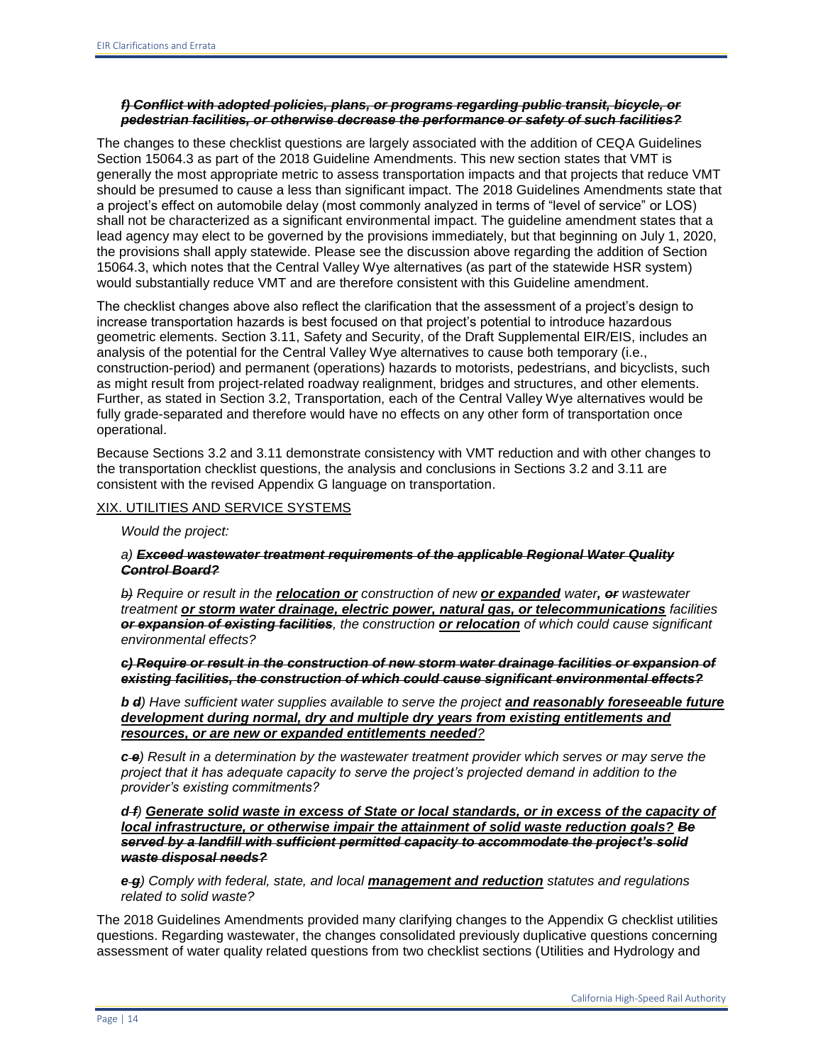***~~f) Conflict with adopted policies, plans, or programs regarding public transit, bicycle, or pedestrian facilities, or otherwise decrease the performance or safety of such facilities?~~***

The changes to these checklist questions are largely associated with the addition of CEQA Guidelines Section 15064.3 as part of the 2018 Guideline Amendments. This new section states that VMT is generally the most appropriate metric to assess transportation impacts and that projects that reduce VMT should be presumed to cause a less than significant impact. The 2018 Guidelines Amendments state that a project's effect on automobile delay (most commonly analyzed in terms of "level of service" or LOS) shall not be characterized as a significant environmental impact. The guideline amendment states that a lead agency may elect to be governed by the provisions immediately, but that beginning on July 1, 2020, the provisions shall apply statewide. Please see the discussion above regarding the addition of Section 15064.3, which notes that the Central Valley Wye alternatives (as part of the statewide HSR system) would substantially reduce VMT and are therefore consistent with this Guideline amendment.

The checklist changes above also reflect the clarification that the assessment of a project's design to increase transportation hazards is best focused on that project's potential to introduce hazardous geometric elements. Section 3.11, Safety and Security, of the Draft Supplemental EIR/EIS, includes an analysis of the potential for the Central Valley Wye alternatives to cause both temporary (i.e., construction-period) and permanent (operations) hazards to motorists, pedestrians, and bicyclists, such as might result from project-related roadway realignment, bridges and structures, and other elements. Further, as stated in Section 3.2, Transportation, each of the Central Valley Wye alternatives would be fully grade-separated and therefore would have no effects on any other form of transportation once operational.

Because Sections 3.2 and 3.11 demonstrate consistency with VMT reduction and with other changes to the transportation checklist questions, the analysis and conclusions in Sections 3.2 and 3.11 are consistent with the revised Appendix G language on transportation.

<u>XIX. UTILITIES AND SERVICE SYSTEMS</u>

*Would the project:*

*a)* ***~~Exceed wastewater treatment requirements of the applicable Regional Water Quality Control Board?~~***

*~~b)~~ Require or result in the* ***<u>relocation or</u>*** *construction of new* ***<u>or expanded</u>*** *water****,*** ***~~or~~*** *wastewater treatment* ***<u>or storm water drainage, electric power, natural gas, or telecommunications</u>*** *facilities* ***~~or expansion of existing facilities~~****, the construction* ***<u>or relocation</u>*** *of which could cause significant environmental effects?*

***~~c) Require or result in the construction of new storm water drainage facilities or expansion of existing facilities, the construction of which could cause significant environmental effects?~~***

***b ~~d~~****) Have sufficient water supplies available to serve the project* ***<u>and reasonably foreseeable future development during normal, dry and multiple dry years from existing entitlements and resources, or are new or expanded entitlements needed</u>****?*

***c ~~e~~****) Result in a determination by the wastewater treatment provider which serves or may serve the project that it has adequate capacity to serve the project's projected demand in addition to the provider's existing commitments?*

***d ~~f~~****)* ***<u>Generate solid waste in excess of State or local standards, or in excess of the capacity of local infrastructure, or otherwise impair the attainment of solid waste reduction goals?</u>*** ***~~Be served by a landfill with sufficient permitted capacity to accommodate the project's solid waste disposal needs?~~***

***e ~~g~~****) Comply with federal, state, and local* ***<u>management and reduction</u>*** *statutes and regulations related to solid waste?*

The 2018 Guidelines Amendments provided many clarifying changes to the Appendix G checklist utilities questions. Regarding wastewater, the changes consolidated previously duplicative questions concerning assessment of water quality related questions from two checklist sections (Utilities and Hydrology and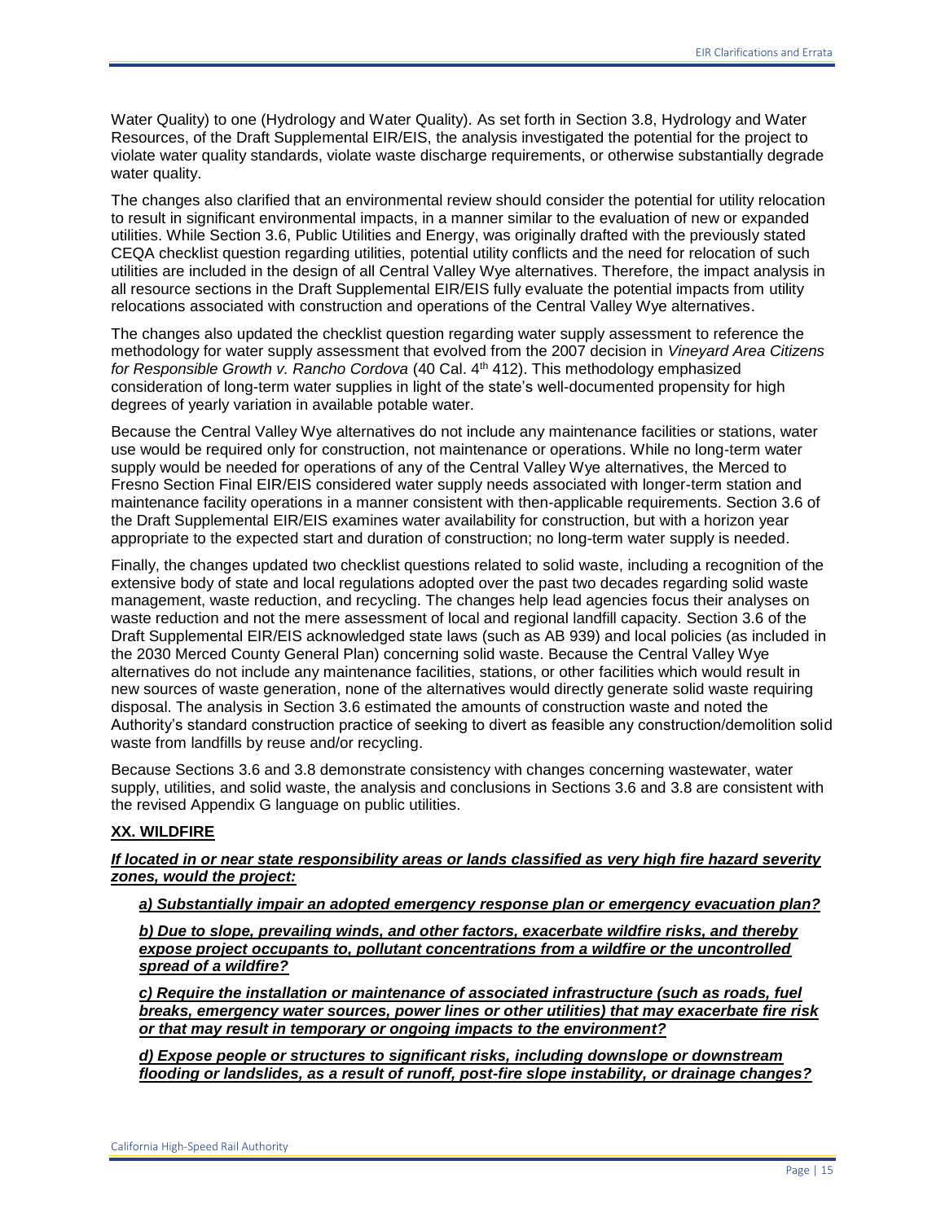Water Quality) to one (Hydrology and Water Quality). As set forth in Section 3.8, Hydrology and Water Resources, of the Draft Supplemental EIR/EIS, the analysis investigated the potential for the project to violate water quality standards, violate waste discharge requirements, or otherwise substantially degrade water quality.

The changes also clarified that an environmental review should consider the potential for utility relocation to result in significant environmental impacts, in a manner similar to the evaluation of new or expanded utilities. While Section 3.6, Public Utilities and Energy, was originally drafted with the previously stated CEQA checklist question regarding utilities, potential utility conflicts and the need for relocation of such utilities are included in the design of all Central Valley Wye alternatives. Therefore, the impact analysis in all resource sections in the Draft Supplemental EIR/EIS fully evaluate the potential impacts from utility relocations associated with construction and operations of the Central Valley Wye alternatives.

The changes also updated the checklist question regarding water supply assessment to reference the methodology for water supply assessment that evolved from the 2007 decision in *Vineyard Area Citizens for Responsible Growth v. Rancho Cordova* (40 Cal. 4th 412). This methodology emphasized consideration of long-term water supplies in light of the state's well-documented propensity for high degrees of yearly variation in available potable water.

Because the Central Valley Wye alternatives do not include any maintenance facilities or stations, water use would be required only for construction, not maintenance or operations. While no long-term water supply would be needed for operations of any of the Central Valley Wye alternatives, the Merced to Fresno Section Final EIR/EIS considered water supply needs associated with longer-term station and maintenance facility operations in a manner consistent with then-applicable requirements. Section 3.6 of the Draft Supplemental EIR/EIS examines water availability for construction, but with a horizon year appropriate to the expected start and duration of construction; no long-term water supply is needed.

Finally, the changes updated two checklist questions related to solid waste, including a recognition of the extensive body of state and local regulations adopted over the past two decades regarding solid waste management, waste reduction, and recycling. The changes help lead agencies focus their analyses on waste reduction and not the mere assessment of local and regional landfill capacity. Section 3.6 of the Draft Supplemental EIR/EIS acknowledged state laws (such as AB 939) and local policies (as included in the 2030 Merced County General Plan) concerning solid waste. Because the Central Valley Wye alternatives do not include any maintenance facilities, stations, or other facilities which would result in new sources of waste generation, none of the alternatives would directly generate solid waste requiring disposal. The analysis in Section 3.6 estimated the amounts of construction waste and noted the Authority's standard construction practice of seeking to divert as feasible any construction/demolition solid waste from landfills by reuse and/or recycling.

Because Sections 3.6 and 3.8 demonstrate consistency with changes concerning wastewater, water supply, utilities, and solid waste, the analysis and conclusions in Sections 3.6 and 3.8 are consistent with the revised Appendix G language on public utilities.

**XX. WILDFIRE**

***If located in or near state responsibility areas or lands classified as very high fire hazard severity zones, would the project:***

***a) Substantially impair an adopted emergency response plan or emergency evacuation plan?***

***b) Due to slope, prevailing winds, and other factors, exacerbate wildfire risks, and thereby expose project occupants to, pollutant concentrations from a wildfire or the uncontrolled spread of a wildfire?***

***c) Require the installation or maintenance of associated infrastructure (such as roads, fuel breaks, emergency water sources, power lines or other utilities) that may exacerbate fire risk or that may result in temporary or ongoing impacts to the environment?***

***d) Expose people or structures to significant risks, including downslope or downstream flooding or landslides, as a result of runoff, post-fire slope instability, or drainage changes?***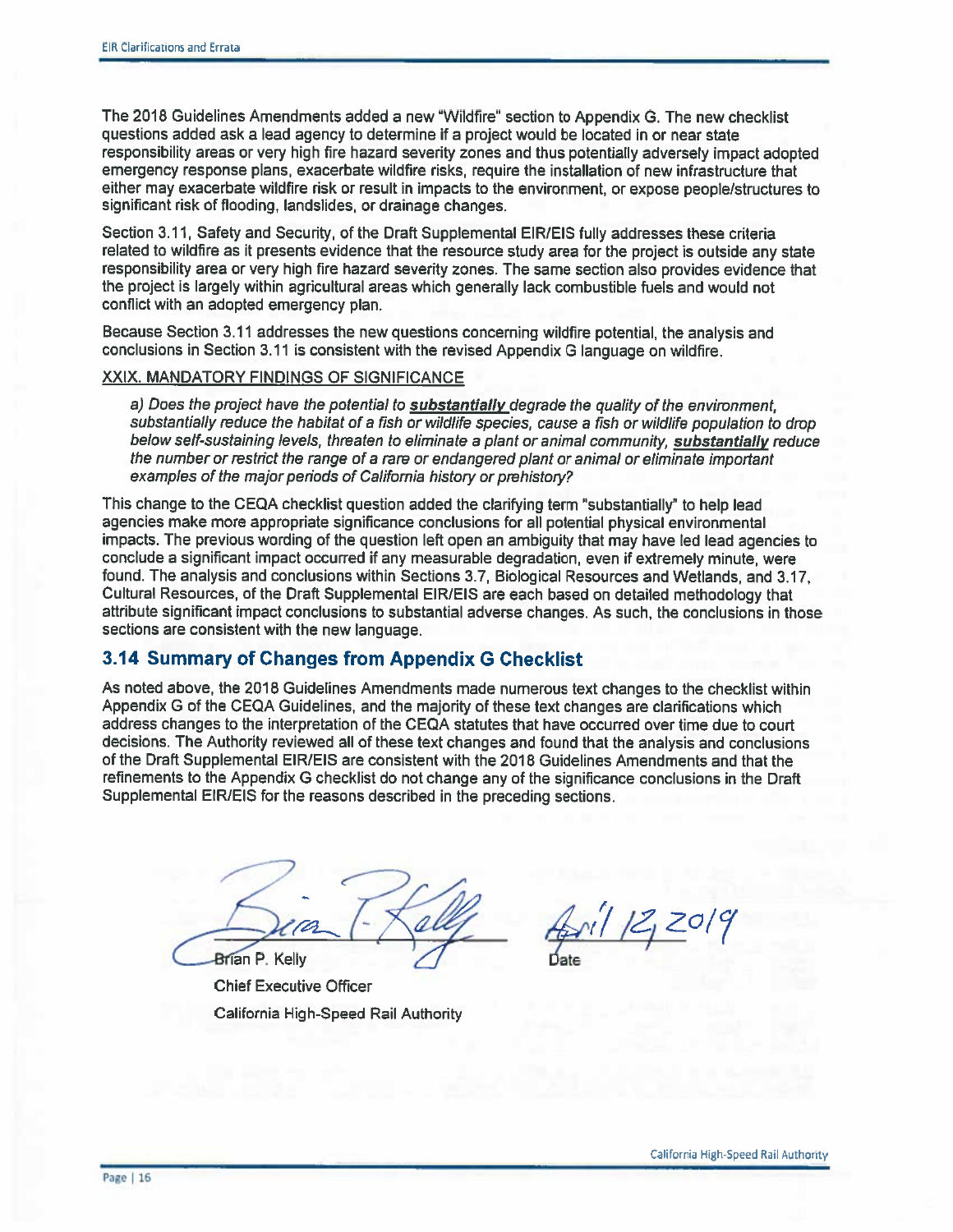The 2018 Guidelines Amendments added a new "Wildfire" section to Appendix G. The new checklist questions added ask a lead agency to determine if a project would be located in or near state responsibility areas or very high fire hazard severity zones and thus potentially adversely impact adopted emergency response plans, exacerbate wildfire risks, require the installation of new infrastructure that either may exacerbate wildfire risk or result in impacts to the environment, or expose people/structures to significant risk of flooding, landslides, or drainage changes.

Section 3.11, Safety and Security, of the Draft Supplemental EIR/EIS fully addresses these criteria related to wildfire as it presents evidence that the resource study area for the project is outside any state responsibility area or very high fire hazard severity zones. The same section also provides evidence that the project is largely within agricultural areas which generally lack combustible fuels and would not conflict with an adopted emergency plan.

Because Section 3.11 addresses the new questions concerning wildfire potential, the analysis and conclusions in Section 3.11 is consistent with the revised Appendix G language on wildfire.

<u>XXIX. MANDATORY FINDINGS OF SIGNIFICANCE</u>

*a) Does the project have the potential to **<u>substantially</u>** degrade the quality of the environment, substantially reduce the habitat of a fish or wildlife species, cause a fish or wildlife population to drop below self-sustaining levels, threaten to eliminate a plant or animal community, **<u>substantially</u>** reduce the number or restrict the range of a rare or endangered plant or animal or eliminate important examples of the major periods of California history or prehistory?*

This change to the CEQA checklist question added the clarifying term "substantially" to help lead agencies make more appropriate significance conclusions for all potential physical environmental impacts. The previous wording of the question left open an ambiguity that may have led lead agencies to conclude a significant impact occurred if any measurable degradation, even if extremely minute, were found. The analysis and conclusions within Sections 3.7, Biological Resources and Wetlands, and 3.17, Cultural Resources, of the Draft Supplemental EIR/EIS are each based on detailed methodology that attribute significant impact conclusions to substantial adverse changes. As such, the conclusions in those sections are consistent with the new language.

## 3.14 Summary of Changes from Appendix G Checklist

As noted above, the 2018 Guidelines Amendments made numerous text changes to the checklist within Appendix G of the CEQA Guidelines, and the majority of these text changes are clarifications which address changes to the interpretation of the CEQA statutes that have occurred over time due to court decisions. The Authority reviewed all of these text changes and found that the analysis and conclusions of the Draft Supplemental EIR/EIS are consistent with the 2018 Guidelines Amendments and that the refinements to the Appendix G checklist do not change any of the significance conclusions in the Draft Supplemental EIR/EIS for the reasons described in the preceding sections.

Brian P. Kelly
Chief Executive Officer
California High-Speed Rail Authority

April 12, 2019
Date